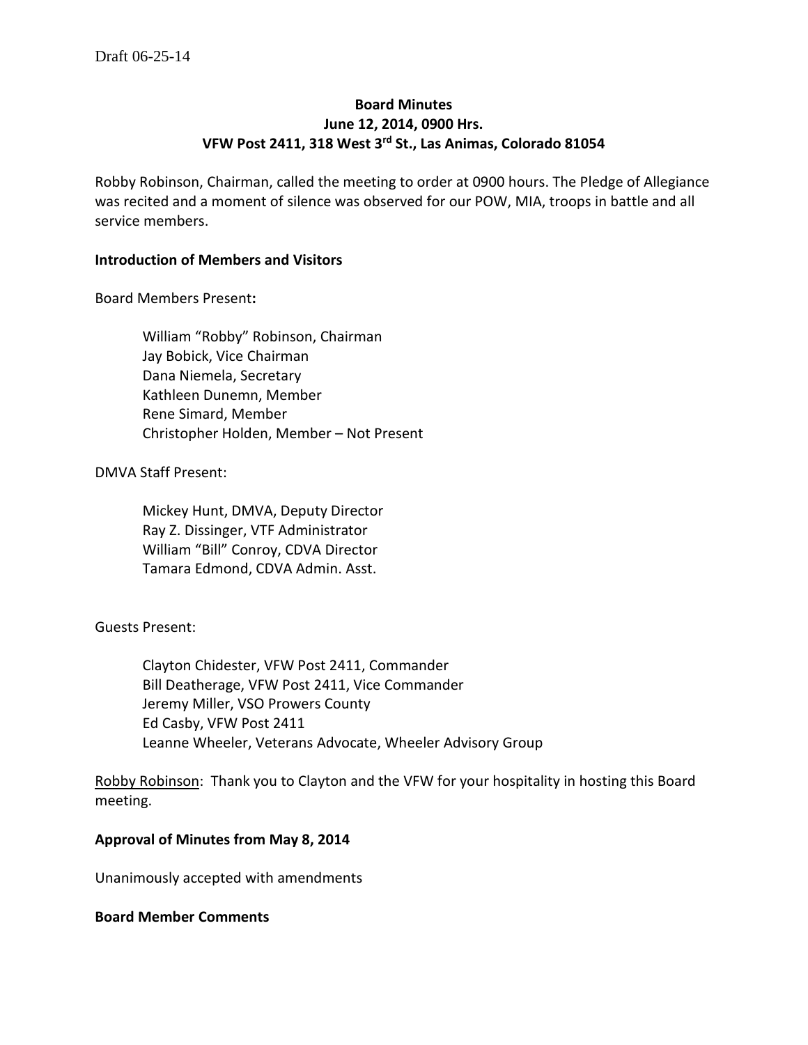Draft 06-25-14

# Board Minutes
## June 12, 2014, 0900 Hrs.
## VFW Post 2411, 318 West 3rd St., Las Animas, Colorado 81054

Robby Robinson, Chairman, called the meeting to order at 0900 hours. The Pledge of Allegiance was recited and a moment of silence was observed for our POW, MIA, troops in battle and all service members.

### Introduction of Members and Visitors

Board Members Present**:**

William "Robby" Robinson, Chairman
Jay Bobick, Vice Chairman
Dana Niemela, Secretary
Kathleen Dunemn, Member
Rene Simard, Member
Christopher Holden, Member – Not Present

DMVA Staff Present:

Mickey Hunt, DMVA, Deputy Director
Ray Z. Dissinger, VTF Administrator
William "Bill" Conroy, CDVA Director
Tamara Edmond, CDVA Admin. Asst.

Guests Present:

Clayton Chidester, VFW Post 2411, Commander
Bill Deatherage, VFW Post 2411, Vice Commander
Jeremy Miller, VSO Prowers County
Ed Casby, VFW Post 2411
Leanne Wheeler, Veterans Advocate, Wheeler Advisory Group

Robby Robinson: Thank you to Clayton and the VFW for your hospitality in hosting this Board meeting.

### Approval of Minutes from May 8, 2014

Unanimously accepted with amendments

### Board Member Comments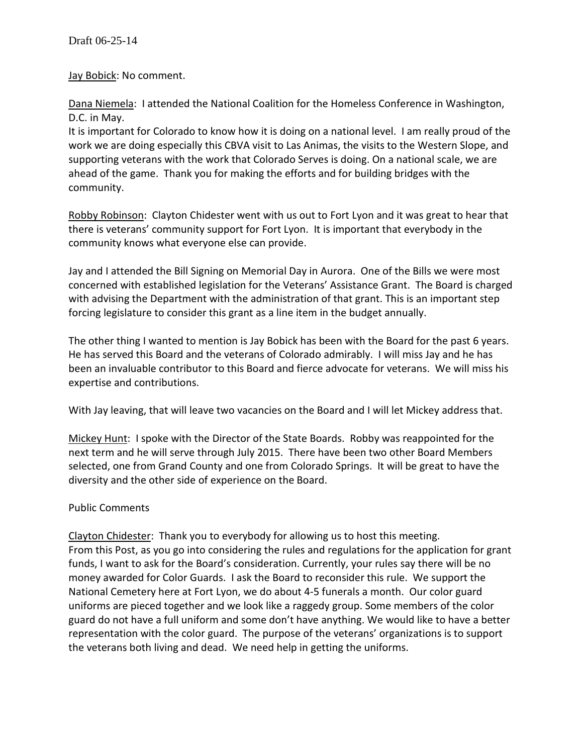Jay Bobick: No comment.

Dana Niemela: I attended the National Coalition for the Homeless Conference in Washington, D.C. in May.
It is important for Colorado to know how it is doing on a national level. I am really proud of the work we are doing especially this CBVA visit to Las Animas, the visits to the Western Slope, and supporting veterans with the work that Colorado Serves is doing. On a national scale, we are ahead of the game. Thank you for making the efforts and for building bridges with the community.

Robby Robinson: Clayton Chidester went with us out to Fort Lyon and it was great to hear that there is veterans' community support for Fort Lyon. It is important that everybody in the community knows what everyone else can provide.

Jay and I attended the Bill Signing on Memorial Day in Aurora. One of the Bills we were most concerned with established legislation for the Veterans' Assistance Grant. The Board is charged with advising the Department with the administration of that grant. This is an important step forcing legislature to consider this grant as a line item in the budget annually.

The other thing I wanted to mention is Jay Bobick has been with the Board for the past 6 years. He has served this Board and the veterans of Colorado admirably. I will miss Jay and he has been an invaluable contributor to this Board and fierce advocate for veterans. We will miss his expertise and contributions.

With Jay leaving, that will leave two vacancies on the Board and I will let Mickey address that.

Mickey Hunt: I spoke with the Director of the State Boards. Robby was reappointed for the next term and he will serve through July 2015. There have been two other Board Members selected, one from Grand County and one from Colorado Springs. It will be great to have the diversity and the other side of experience on the Board.

Public Comments

Clayton Chidester: Thank you to everybody for allowing us to host this meeting.
From this Post, as you go into considering the rules and regulations for the application for grant funds, I want to ask for the Board's consideration. Currently, your rules say there will be no money awarded for Color Guards. I ask the Board to reconsider this rule. We support the National Cemetery here at Fort Lyon, we do about 4-5 funerals a month. Our color guard uniforms are pieced together and we look like a raggedy group. Some members of the color guard do not have a full uniform and some don't have anything. We would like to have a better representation with the color guard. The purpose of the veterans' organizations is to support the veterans both living and dead. We need help in getting the uniforms.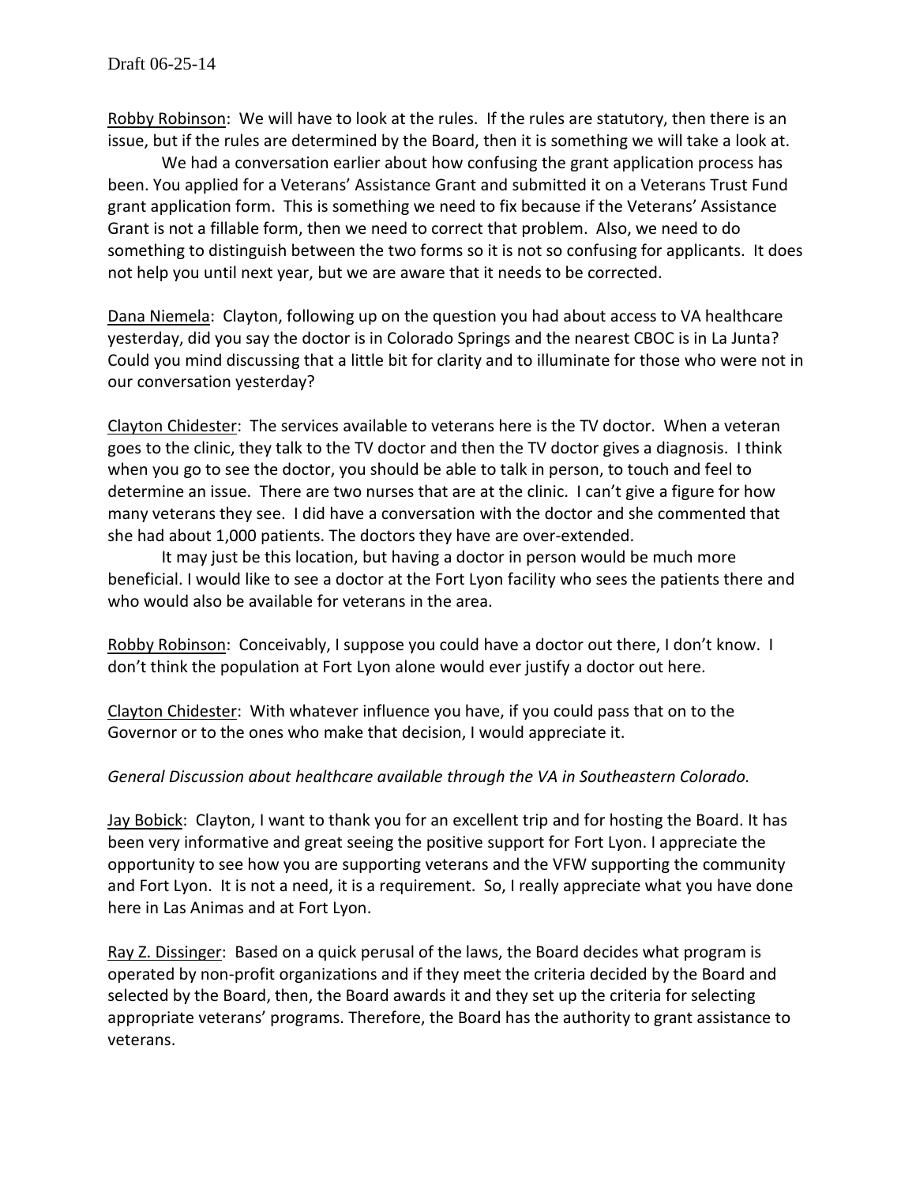Robby Robinson: We will have to look at the rules. If the rules are statutory, then there is an issue, but if the rules are determined by the Board, then it is something we will take a look at.

We had a conversation earlier about how confusing the grant application process has been. You applied for a Veterans' Assistance Grant and submitted it on a Veterans Trust Fund grant application form. This is something we need to fix because if the Veterans' Assistance Grant is not a fillable form, then we need to correct that problem. Also, we need to do something to distinguish between the two forms so it is not so confusing for applicants. It does not help you until next year, but we are aware that it needs to be corrected.

Dana Niemela: Clayton, following up on the question you had about access to VA healthcare yesterday, did you say the doctor is in Colorado Springs and the nearest CBOC is in La Junta? Could you mind discussing that a little bit for clarity and to illuminate for those who were not in our conversation yesterday?

Clayton Chidester: The services available to veterans here is the TV doctor. When a veteran goes to the clinic, they talk to the TV doctor and then the TV doctor gives a diagnosis. I think when you go to see the doctor, you should be able to talk in person, to touch and feel to determine an issue. There are two nurses that are at the clinic. I can't give a figure for how many veterans they see. I did have a conversation with the doctor and she commented that she had about 1,000 patients. The doctors they have are over-extended.

It may just be this location, but having a doctor in person would be much more beneficial. I would like to see a doctor at the Fort Lyon facility who sees the patients there and who would also be available for veterans in the area.

Robby Robinson: Conceivably, I suppose you could have a doctor out there, I don't know. I don't think the population at Fort Lyon alone would ever justify a doctor out here.

Clayton Chidester: With whatever influence you have, if you could pass that on to the Governor or to the ones who make that decision, I would appreciate it.

*General Discussion about healthcare available through the VA in Southeastern Colorado.*

Jay Bobick: Clayton, I want to thank you for an excellent trip and for hosting the Board. It has been very informative and great seeing the positive support for Fort Lyon. I appreciate the opportunity to see how you are supporting veterans and the VFW supporting the community and Fort Lyon. It is not a need, it is a requirement. So, I really appreciate what you have done here in Las Animas and at Fort Lyon.

Ray Z. Dissinger: Based on a quick perusal of the laws, the Board decides what program is operated by non-profit organizations and if they meet the criteria decided by the Board and selected by the Board, then, the Board awards it and they set up the criteria for selecting appropriate veterans' programs. Therefore, the Board has the authority to grant assistance to veterans.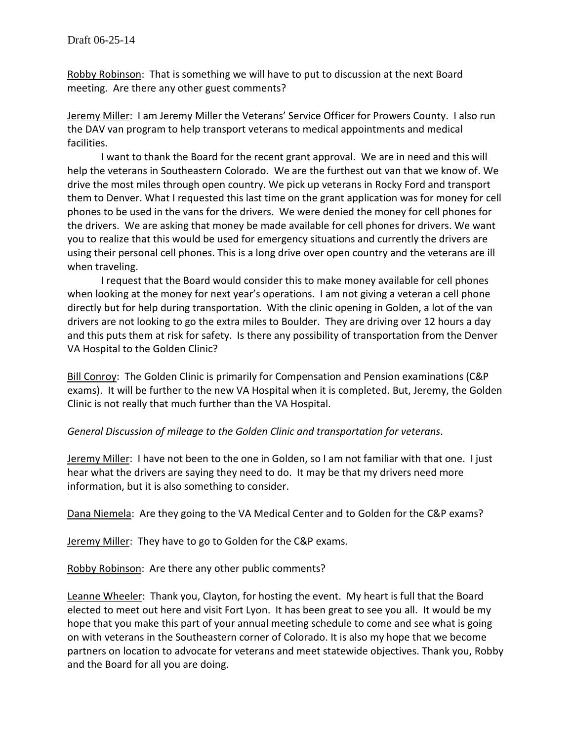Draft 06-25-14

Robby Robinson: That is something we will have to put to discussion at the next Board meeting. Are there any other guest comments?

Jeremy Miller: I am Jeremy Miller the Veterans' Service Officer for Prowers County. I also run the DAV van program to help transport veterans to medical appointments and medical facilities.

I want to thank the Board for the recent grant approval. We are in need and this will help the veterans in Southeastern Colorado. We are the furthest out van that we know of. We drive the most miles through open country. We pick up veterans in Rocky Ford and transport them to Denver. What I requested this last time on the grant application was for money for cell phones to be used in the vans for the drivers. We were denied the money for cell phones for the drivers. We are asking that money be made available for cell phones for drivers. We want you to realize that this would be used for emergency situations and currently the drivers are using their personal cell phones. This is a long drive over open country and the veterans are ill when traveling.

I request that the Board would consider this to make money available for cell phones when looking at the money for next year's operations. I am not giving a veteran a cell phone directly but for help during transportation. With the clinic opening in Golden, a lot of the van drivers are not looking to go the extra miles to Boulder. They are driving over 12 hours a day and this puts them at risk for safety. Is there any possibility of transportation from the Denver VA Hospital to the Golden Clinic?

Bill Conroy: The Golden Clinic is primarily for Compensation and Pension examinations (C&P exams). It will be further to the new VA Hospital when it is completed. But, Jeremy, the Golden Clinic is not really that much further than the VA Hospital.

*General Discussion of mileage to the Golden Clinic and transportation for veterans*.

Jeremy Miller: I have not been to the one in Golden, so I am not familiar with that one. I just hear what the drivers are saying they need to do. It may be that my drivers need more information, but it is also something to consider.

Dana Niemela: Are they going to the VA Medical Center and to Golden for the C&P exams?

Jeremy Miller: They have to go to Golden for the C&P exams.

Robby Robinson: Are there any other public comments?

Leanne Wheeler: Thank you, Clayton, for hosting the event. My heart is full that the Board elected to meet out here and visit Fort Lyon. It has been great to see you all. It would be my hope that you make this part of your annual meeting schedule to come and see what is going on with veterans in the Southeastern corner of Colorado. It is also my hope that we become partners on location to advocate for veterans and meet statewide objectives. Thank you, Robby and the Board for all you are doing.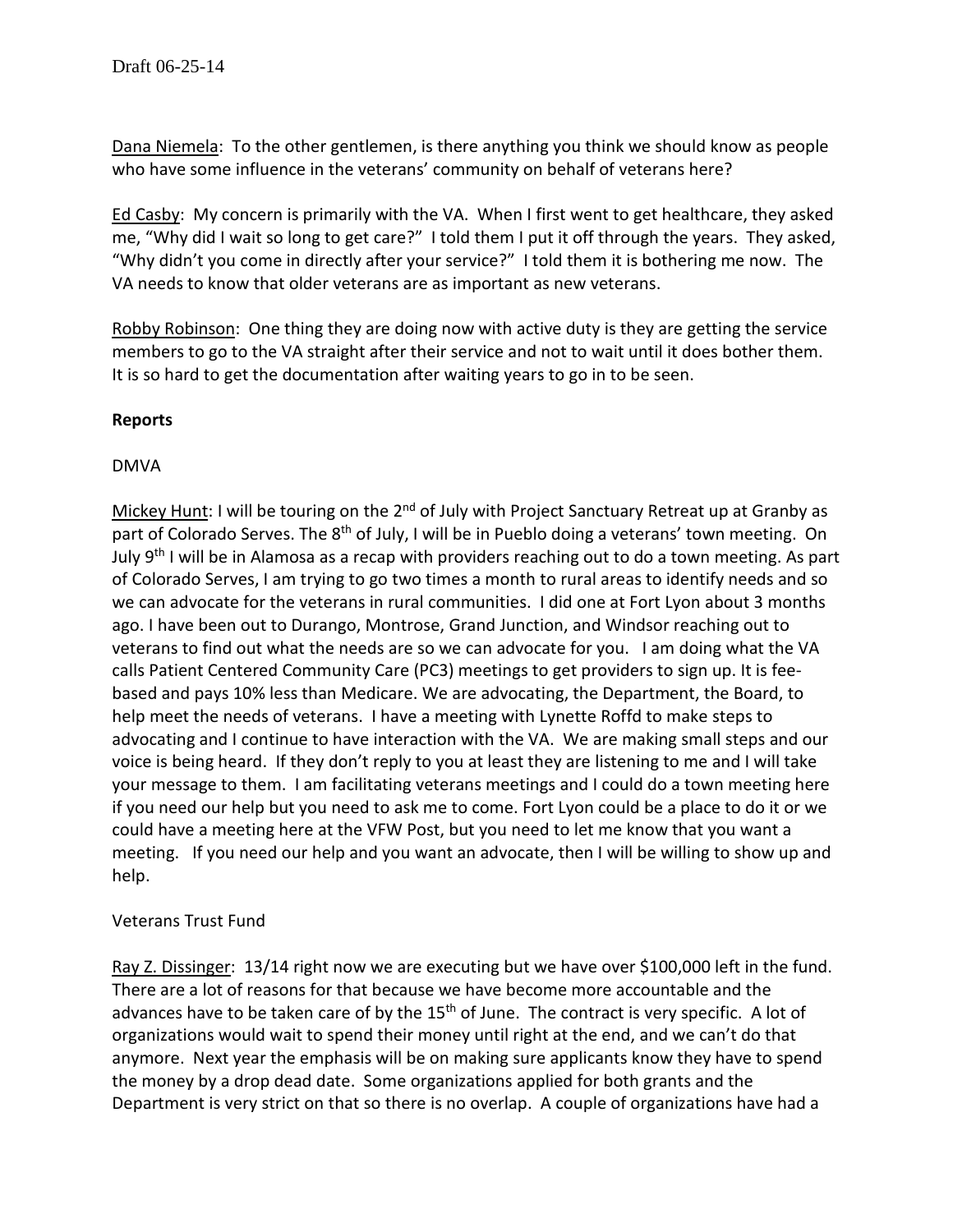Dana Niemela: To the other gentlemen, is there anything you think we should know as people who have some influence in the veterans' community on behalf of veterans here?

Ed Casby: My concern is primarily with the VA. When I first went to get healthcare, they asked me, "Why did I wait so long to get care?" I told them I put it off through the years. They asked, "Why didn't you come in directly after your service?" I told them it is bothering me now. The VA needs to know that older veterans are as important as new veterans.

Robby Robinson: One thing they are doing now with active duty is they are getting the service members to go to the VA straight after their service and not to wait until it does bother them. It is so hard to get the documentation after waiting years to go in to be seen.

**Reports**

DMVA

Mickey Hunt: I will be touring on the 2nd of July with Project Sanctuary Retreat up at Granby as part of Colorado Serves. The 8th of July, I will be in Pueblo doing a veterans' town meeting. On July 9th I will be in Alamosa as a recap with providers reaching out to do a town meeting. As part of Colorado Serves, I am trying to go two times a month to rural areas to identify needs and so we can advocate for the veterans in rural communities. I did one at Fort Lyon about 3 months ago. I have been out to Durango, Montrose, Grand Junction, and Windsor reaching out to veterans to find out what the needs are so we can advocate for you. I am doing what the VA calls Patient Centered Community Care (PC3) meetings to get providers to sign up. It is fee-based and pays 10% less than Medicare. We are advocating, the Department, the Board, to help meet the needs of veterans. I have a meeting with Lynette Roffd to make steps to advocating and I continue to have interaction with the VA. We are making small steps and our voice is being heard. If they don't reply to you at least they are listening to me and I will take your message to them. I am facilitating veterans meetings and I could do a town meeting here if you need our help but you need to ask me to come. Fort Lyon could be a place to do it or we could have a meeting here at the VFW Post, but you need to let me know that you want a meeting. If you need our help and you want an advocate, then I will be willing to show up and help.

Veterans Trust Fund

Ray Z. Dissinger: 13/14 right now we are executing but we have over $100,000 left in the fund. There are a lot of reasons for that because we have become more accountable and the advances have to be taken care of by the 15th of June. The contract is very specific. A lot of organizations would wait to spend their money until right at the end, and we can't do that anymore. Next year the emphasis will be on making sure applicants know they have to spend the money by a drop dead date. Some organizations applied for both grants and the Department is very strict on that so there is no overlap. A couple of organizations have had a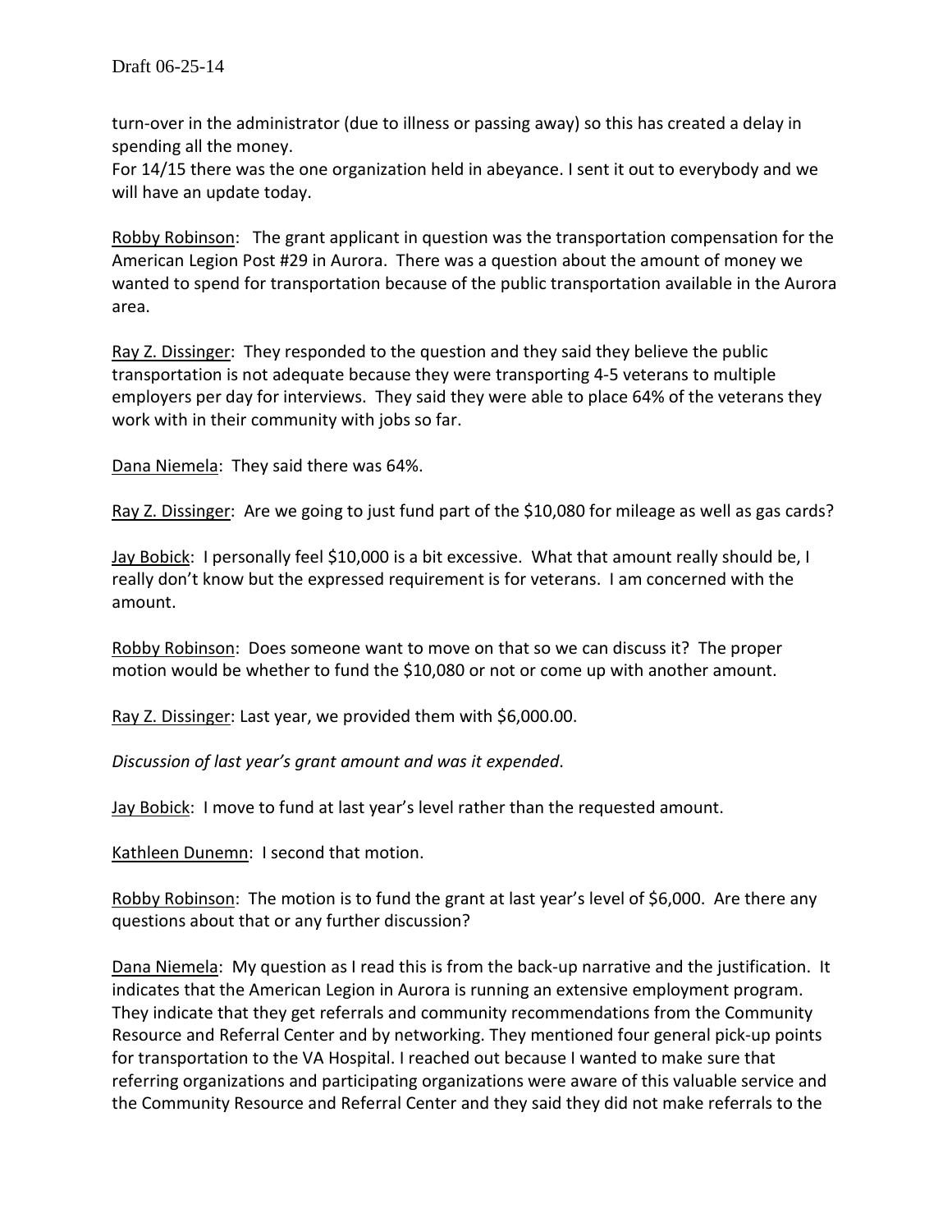turn-over in the administrator (due to illness or passing away) so this has created a delay in spending all the money.
For 14/15 there was the one organization held in abeyance. I sent it out to everybody and we will have an update today.

Robby Robinson: The grant applicant in question was the transportation compensation for the American Legion Post #29 in Aurora. There was a question about the amount of money we wanted to spend for transportation because of the public transportation available in the Aurora area.

Ray Z. Dissinger: They responded to the question and they said they believe the public transportation is not adequate because they were transporting 4-5 veterans to multiple employers per day for interviews. They said they were able to place 64% of the veterans they work with in their community with jobs so far.

Dana Niemela: They said there was 64%.

Ray Z. Dissinger: Are we going to just fund part of the $10,080 for mileage as well as gas cards?

Jay Bobick: I personally feel $10,000 is a bit excessive. What that amount really should be, I really don't know but the expressed requirement is for veterans. I am concerned with the amount.

Robby Robinson: Does someone want to move on that so we can discuss it? The proper motion would be whether to fund the $10,080 or not or come up with another amount.

Ray Z. Dissinger: Last year, we provided them with $6,000.00.

*Discussion of last year's grant amount and was it expended*.

Jay Bobick: I move to fund at last year's level rather than the requested amount.

Kathleen Dunemn: I second that motion.

Robby Robinson: The motion is to fund the grant at last year's level of $6,000. Are there any questions about that or any further discussion?

Dana Niemela: My question as I read this is from the back-up narrative and the justification. It indicates that the American Legion in Aurora is running an extensive employment program. They indicate that they get referrals and community recommendations from the Community Resource and Referral Center and by networking. They mentioned four general pick-up points for transportation to the VA Hospital. I reached out because I wanted to make sure that referring organizations and participating organizations were aware of this valuable service and the Community Resource and Referral Center and they said they did not make referrals to the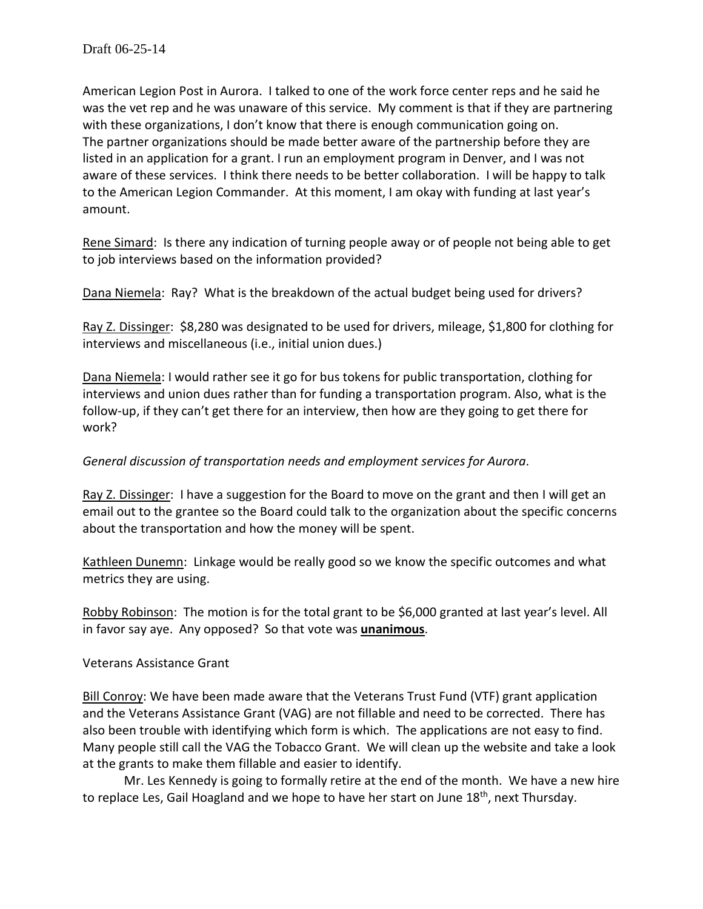Draft 06-25-14

American Legion Post in Aurora. I talked to one of the work force center reps and he said he was the vet rep and he was unaware of this service. My comment is that if they are partnering with these organizations, I don't know that there is enough communication going on. The partner organizations should be made better aware of the partnership before they are listed in an application for a grant. I run an employment program in Denver, and I was not aware of these services. I think there needs to be better collaboration. I will be happy to talk to the American Legion Commander. At this moment, I am okay with funding at last year's amount.

Rene Simard: Is there any indication of turning people away or of people not being able to get to job interviews based on the information provided?

Dana Niemela: Ray? What is the breakdown of the actual budget being used for drivers?

Ray Z. Dissinger: $8,280 was designated to be used for drivers, mileage, $1,800 for clothing for interviews and miscellaneous (i.e., initial union dues.)

Dana Niemela: I would rather see it go for bus tokens for public transportation, clothing for interviews and union dues rather than for funding a transportation program. Also, what is the follow-up, if they can't get there for an interview, then how are they going to get there for work?

*General discussion of transportation needs and employment services for Aurora*.

Ray Z. Dissinger: I have a suggestion for the Board to move on the grant and then I will get an email out to the grantee so the Board could talk to the organization about the specific concerns about the transportation and how the money will be spent.

Kathleen Dunemn: Linkage would be really good so we know the specific outcomes and what metrics they are using.

Robby Robinson: The motion is for the total grant to be $6,000 granted at last year's level. All in favor say aye. Any opposed? So that vote was **unanimous**.

Veterans Assistance Grant

Bill Conroy: We have been made aware that the Veterans Trust Fund (VTF) grant application and the Veterans Assistance Grant (VAG) are not fillable and need to be corrected. There has also been trouble with identifying which form is which. The applications are not easy to find. Many people still call the VAG the Tobacco Grant. We will clean up the website and take a look at the grants to make them fillable and easier to identify.

Mr. Les Kennedy is going to formally retire at the end of the month. We have a new hire to replace Les, Gail Hoagland and we hope to have her start on June 18th, next Thursday.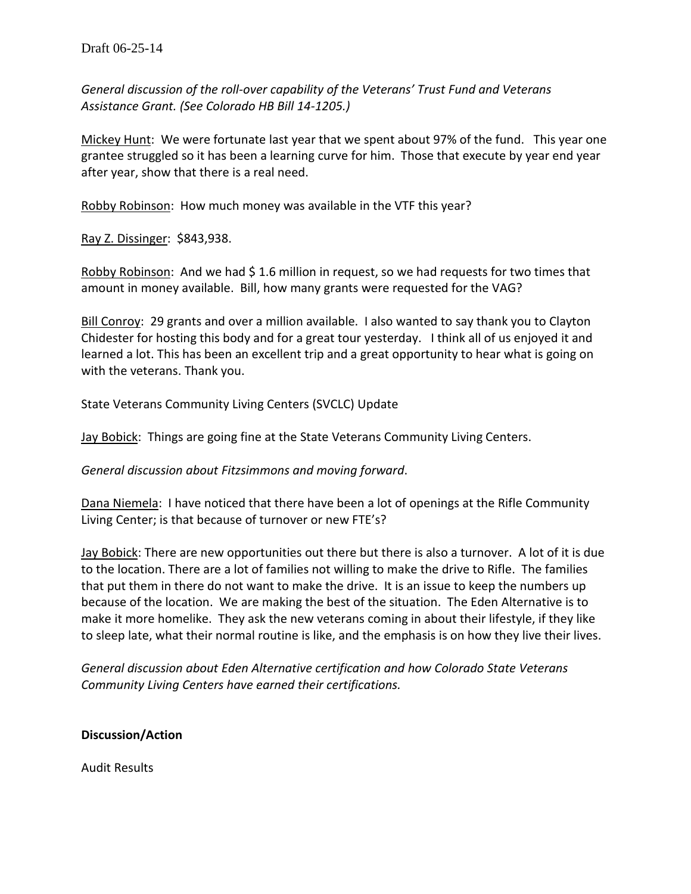Draft 06-25-14

*General discussion of the roll-over capability of the Veterans' Trust Fund and Veterans Assistance Grant. (See Colorado HB Bill 14-1205.)*

<u>Mickey Hunt</u>: We were fortunate last year that we spent about 97% of the fund. This year one grantee struggled so it has been a learning curve for him. Those that execute by year end year after year, show that there is a real need.

<u>Robby Robinson</u>: How much money was available in the VTF this year?

<u>Ray Z. Dissinger</u>: $843,938.

<u>Robby Robinson</u>: And we had $ 1.6 million in request, so we had requests for two times that amount in money available. Bill, how many grants were requested for the VAG?

<u>Bill Conroy</u>: 29 grants and over a million available. I also wanted to say thank you to Clayton Chidester for hosting this body and for a great tour yesterday. I think all of us enjoyed it and learned a lot. This has been an excellent trip and a great opportunity to hear what is going on with the veterans. Thank you.

State Veterans Community Living Centers (SVCLC) Update

<u>Jay Bobick</u>: Things are going fine at the State Veterans Community Living Centers.

*General discussion about Fitzsimmons and moving forward*.

<u>Dana Niemela</u>: I have noticed that there have been a lot of openings at the Rifle Community Living Center; is that because of turnover or new FTE's?

<u>Jay Bobick</u>: There are new opportunities out there but there is also a turnover. A lot of it is due to the location. There are a lot of families not willing to make the drive to Rifle. The families that put them in there do not want to make the drive. It is an issue to keep the numbers up because of the location. We are making the best of the situation. The Eden Alternative is to make it more homelike. They ask the new veterans coming in about their lifestyle, if they like to sleep late, what their normal routine is like, and the emphasis is on how they live their lives.

*General discussion about Eden Alternative certification and how Colorado State Veterans Community Living Centers have earned their certifications.*

**Discussion/Action**

Audit Results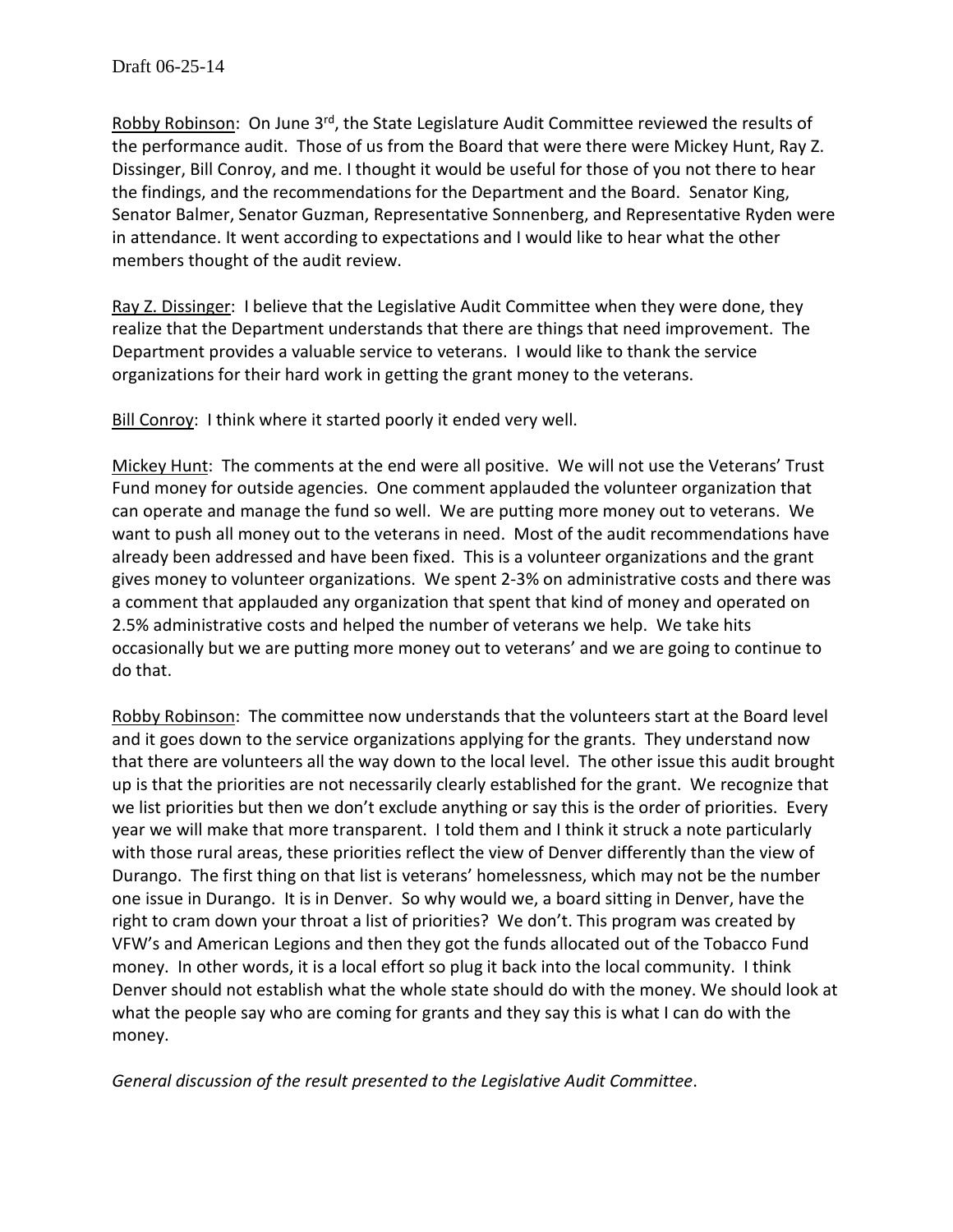Draft 06-25-14

Robby Robinson: On June 3rd, the State Legislature Audit Committee reviewed the results of the performance audit. Those of us from the Board that were there were Mickey Hunt, Ray Z. Dissinger, Bill Conroy, and me. I thought it would be useful for those of you not there to hear the findings, and the recommendations for the Department and the Board. Senator King, Senator Balmer, Senator Guzman, Representative Sonnenberg, and Representative Ryden were in attendance. It went according to expectations and I would like to hear what the other members thought of the audit review.

Ray Z. Dissinger: I believe that the Legislative Audit Committee when they were done, they realize that the Department understands that there are things that need improvement. The Department provides a valuable service to veterans. I would like to thank the service organizations for their hard work in getting the grant money to the veterans.

Bill Conroy: I think where it started poorly it ended very well.

Mickey Hunt: The comments at the end were all positive. We will not use the Veterans' Trust Fund money for outside agencies. One comment applauded the volunteer organization that can operate and manage the fund so well. We are putting more money out to veterans. We want to push all money out to the veterans in need. Most of the audit recommendations have already been addressed and have been fixed. This is a volunteer organizations and the grant gives money to volunteer organizations. We spent 2-3% on administrative costs and there was a comment that applauded any organization that spent that kind of money and operated on 2.5% administrative costs and helped the number of veterans we help. We take hits occasionally but we are putting more money out to veterans' and we are going to continue to do that.

Robby Robinson: The committee now understands that the volunteers start at the Board level and it goes down to the service organizations applying for the grants. They understand now that there are volunteers all the way down to the local level. The other issue this audit brought up is that the priorities are not necessarily clearly established for the grant. We recognize that we list priorities but then we don't exclude anything or say this is the order of priorities. Every year we will make that more transparent. I told them and I think it struck a note particularly with those rural areas, these priorities reflect the view of Denver differently than the view of Durango. The first thing on that list is veterans' homelessness, which may not be the number one issue in Durango. It is in Denver. So why would we, a board sitting in Denver, have the right to cram down your throat a list of priorities? We don't. This program was created by VFW's and American Legions and then they got the funds allocated out of the Tobacco Fund money. In other words, it is a local effort so plug it back into the local community. I think Denver should not establish what the whole state should do with the money. We should look at what the people say who are coming for grants and they say this is what I can do with the money.

*General discussion of the result presented to the Legislative Audit Committee*.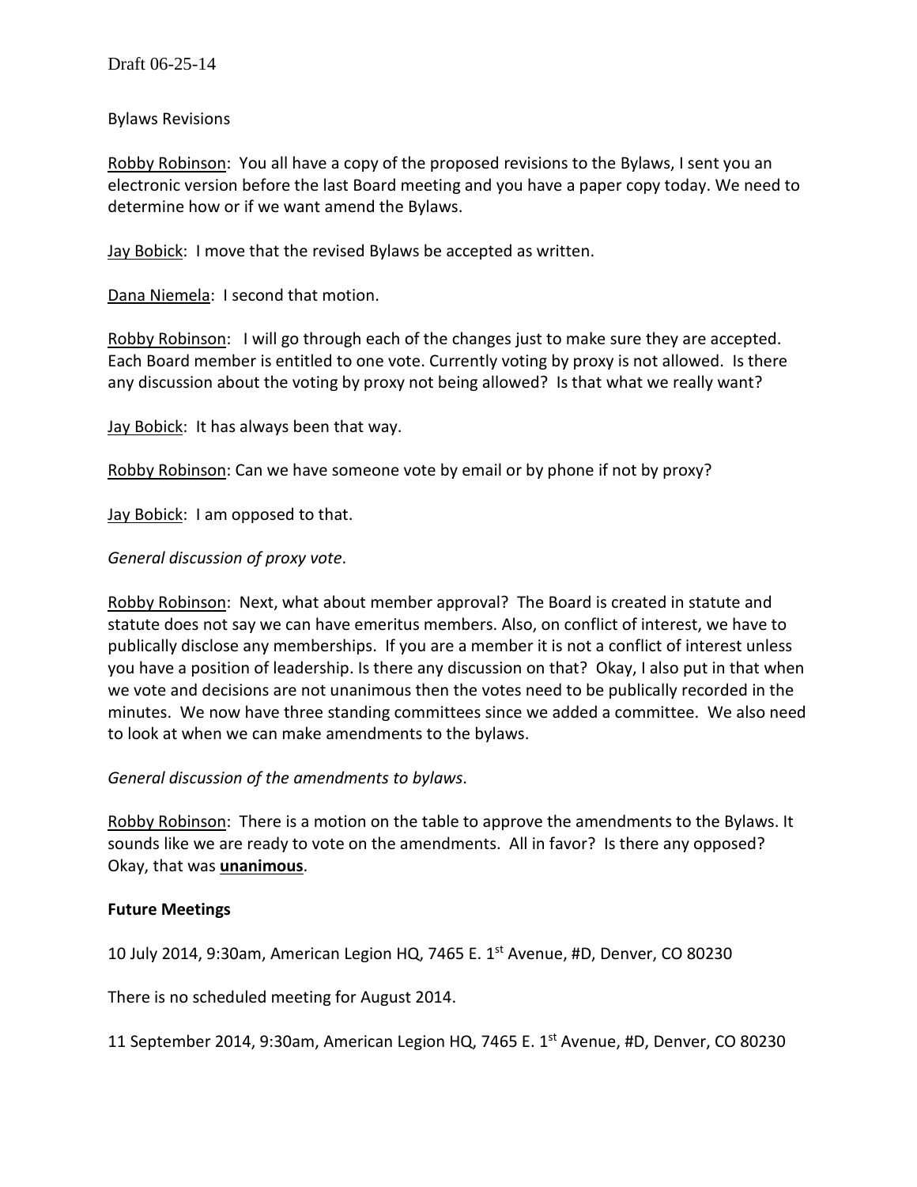Draft 06-25-14

Bylaws Revisions

Robby Robinson: You all have a copy of the proposed revisions to the Bylaws, I sent you an electronic version before the last Board meeting and you have a paper copy today. We need to determine how or if we want amend the Bylaws.

Jay Bobick: I move that the revised Bylaws be accepted as written.

Dana Niemela: I second that motion.

Robby Robinson: I will go through each of the changes just to make sure they are accepted. Each Board member is entitled to one vote. Currently voting by proxy is not allowed. Is there any discussion about the voting by proxy not being allowed? Is that what we really want?

Jay Bobick: It has always been that way.

Robby Robinson: Can we have someone vote by email or by phone if not by proxy?

Jay Bobick: I am opposed to that.

*General discussion of proxy vote*.

Robby Robinson: Next, what about member approval? The Board is created in statute and statute does not say we can have emeritus members. Also, on conflict of interest, we have to publically disclose any memberships. If you are a member it is not a conflict of interest unless you have a position of leadership. Is there any discussion on that? Okay, I also put in that when we vote and decisions are not unanimous then the votes need to be publically recorded in the minutes. We now have three standing committees since we added a committee. We also need to look at when we can make amendments to the bylaws.

*General discussion of the amendments to bylaws*.

Robby Robinson: There is a motion on the table to approve the amendments to the Bylaws. It sounds like we are ready to vote on the amendments. All in favor? Is there any opposed? Okay, that was **unanimous**.

**Future Meetings**

10 July 2014, 9:30am, American Legion HQ, 7465 E. 1st Avenue, #D, Denver, CO 80230

There is no scheduled meeting for August 2014.

11 September 2014, 9:30am, American Legion HQ, 7465 E. 1st Avenue, #D, Denver, CO 80230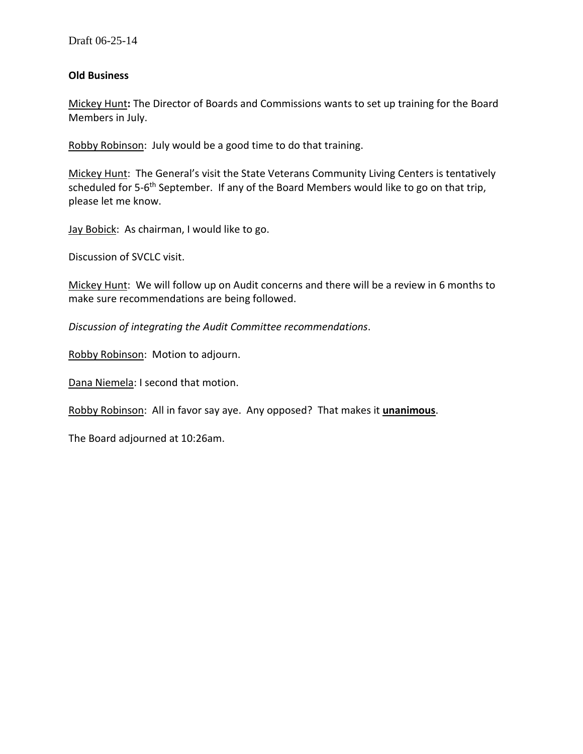Draft 06-25-14

**Old Business**

Mickey Hunt**:** The Director of Boards and Commissions wants to set up training for the Board Members in July.

Robby Robinson: July would be a good time to do that training.

Mickey Hunt: The General's visit the State Veterans Community Living Centers is tentatively scheduled for 5-6th September. If any of the Board Members would like to go on that trip, please let me know.

Jay Bobick: As chairman, I would like to go.

Discussion of SVCLC visit.

Mickey Hunt: We will follow up on Audit concerns and there will be a review in 6 months to make sure recommendations are being followed.

*Discussion of integrating the Audit Committee recommendations*.

Robby Robinson: Motion to adjourn.

Dana Niemela: I second that motion.

Robby Robinson: All in favor say aye. Any opposed? That makes it **unanimous**.

The Board adjourned at 10:26am.